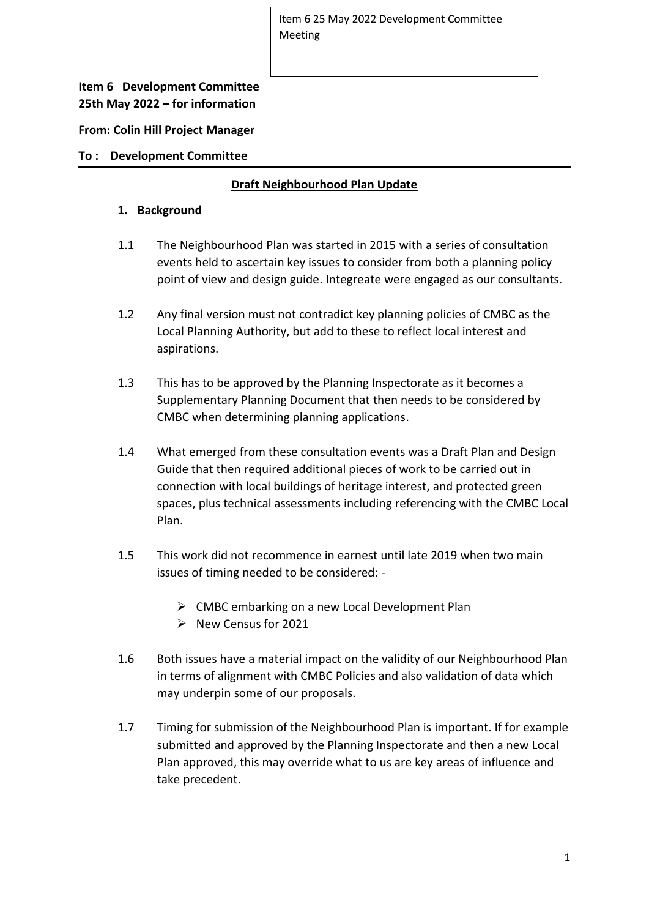Item 6 25 May 2022 Development Committee Meeting

**Item 6 Development Committee**
**25th May 2022 – for information**

**From: Colin Hill Project Manager**

**To : Development Committee**

## Draft Neighbourhood Plan Update

### 1. Background

1.1 The Neighbourhood Plan was started in 2015 with a series of consultation events held to ascertain key issues to consider from both a planning policy point of view and design guide. Integreate were engaged as our consultants.

1.2 Any final version must not contradict key planning policies of CMBC as the Local Planning Authority, but add to these to reflect local interest and aspirations.

1.3 This has to be approved by the Planning Inspectorate as it becomes a Supplementary Planning Document that then needs to be considered by CMBC when determining planning applications.

1.4 What emerged from these consultation events was a Draft Plan and Design Guide that then required additional pieces of work to be carried out in connection with local buildings of heritage interest, and protected green spaces, plus technical assessments including referencing with the CMBC Local Plan.

1.5 This work did not recommence in earnest until late 2019 when two main issues of timing needed to be considered: -

- CMBC embarking on a new Local Development Plan
- New Census for 2021

1.6 Both issues have a material impact on the validity of our Neighbourhood Plan in terms of alignment with CMBC Policies and also validation of data which may underpin some of our proposals.

1.7 Timing for submission of the Neighbourhood Plan is important. If for example submitted and approved by the Planning Inspectorate and then a new Local Plan approved, this may override what to us are key areas of influence and take precedent.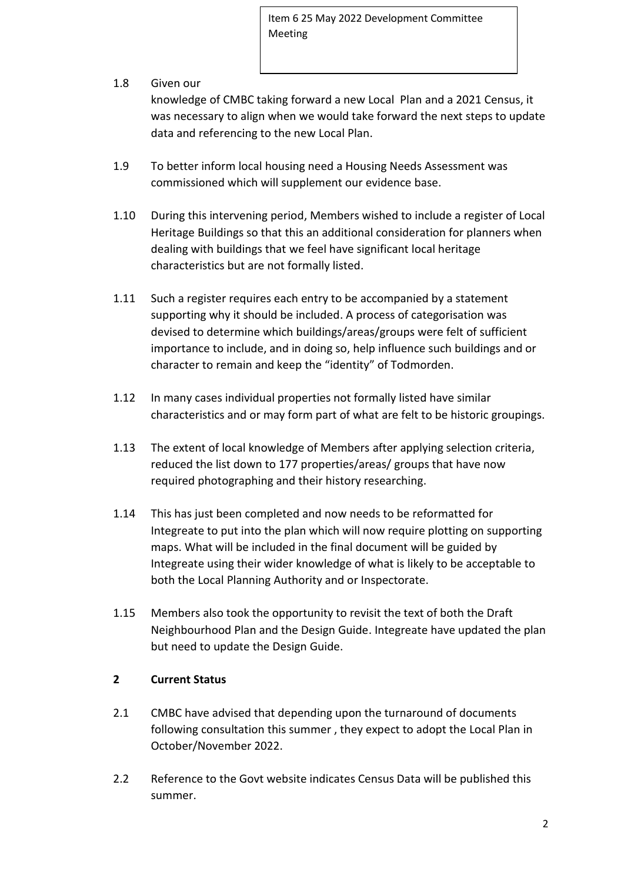Item 6 25 May 2022 Development Committee Meeting

1.8 Given our knowledge of CMBC taking forward a new Local Plan and a 2021 Census, it was necessary to align when we would take forward the next steps to update data and referencing to the new Local Plan.

1.9 To better inform local housing need a Housing Needs Assessment was commissioned which will supplement our evidence base.

1.10 During this intervening period, Members wished to include a register of Local Heritage Buildings so that this an additional consideration for planners when dealing with buildings that we feel have significant local heritage characteristics but are not formally listed.

1.11 Such a register requires each entry to be accompanied by a statement supporting why it should be included. A process of categorisation was devised to determine which buildings/areas/groups were felt of sufficient importance to include, and in doing so, help influence such buildings and or character to remain and keep the "identity" of Todmorden.

1.12 In many cases individual properties not formally listed have similar characteristics and or may form part of what are felt to be historic groupings.

1.13 The extent of local knowledge of Members after applying selection criteria, reduced the list down to 177 properties/areas/ groups that have now required photographing and their history researching.

1.14 This has just been completed and now needs to be reformatted for Integreate to put into the plan which will now require plotting on supporting maps. What will be included in the final document will be guided by Integreate using their wider knowledge of what is likely to be acceptable to both the Local Planning Authority and or Inspectorate.

1.15 Members also took the opportunity to revisit the text of both the Draft Neighbourhood Plan and the Design Guide. Integreate have updated the plan but need to update the Design Guide.

## 2 Current Status

2.1 CMBC have advised that depending upon the turnaround of documents following consultation this summer , they expect to adopt the Local Plan in October/November 2022.

2.2 Reference to the Govt website indicates Census Data will be published this summer.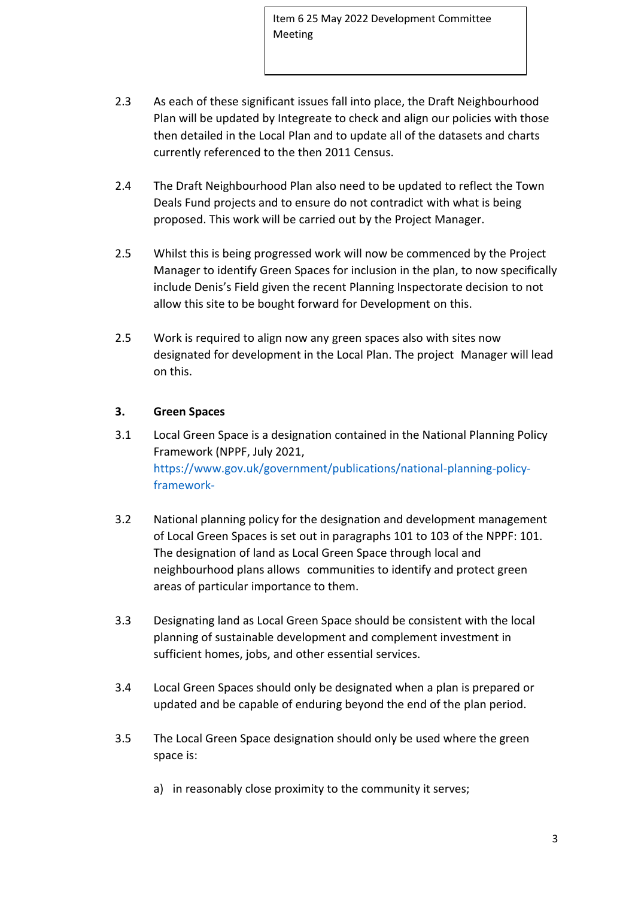Item 6 25 May 2022 Development Committee Meeting

2.3 As each of these significant issues fall into place, the Draft Neighbourhood Plan will be updated by Integreate to check and align our policies with those then detailed in the Local Plan and to update all of the datasets and charts currently referenced to the then 2011 Census.

2.4 The Draft Neighbourhood Plan also need to be updated to reflect the Town Deals Fund projects and to ensure do not contradict with what is being proposed. This work will be carried out by the Project Manager.

2.5 Whilst this is being progressed work will now be commenced by the Project Manager to identify Green Spaces for inclusion in the plan, to now specifically include Denis's Field given the recent Planning Inspectorate decision to not allow this site to be bought forward for Development on this.

2.5 Work is required to align now any green spaces also with sites now designated for development in the Local Plan. The project Manager will lead on this.

## 3. Green Spaces

3.1 Local Green Space is a designation contained in the National Planning Policy Framework (NPPF, July 2021, https://www.gov.uk/government/publications/national-planning-policy-framework-

3.2 National planning policy for the designation and development management of Local Green Spaces is set out in paragraphs 101 to 103 of the NPPF: 101. The designation of land as Local Green Space through local and neighbourhood plans allows communities to identify and protect green areas of particular importance to them.

3.3 Designating land as Local Green Space should be consistent with the local planning of sustainable development and complement investment in sufficient homes, jobs, and other essential services.

3.4 Local Green Spaces should only be designated when a plan is prepared or updated and be capable of enduring beyond the end of the plan period.

3.5 The Local Green Space designation should only be used where the green space is:

a) in reasonably close proximity to the community it serves;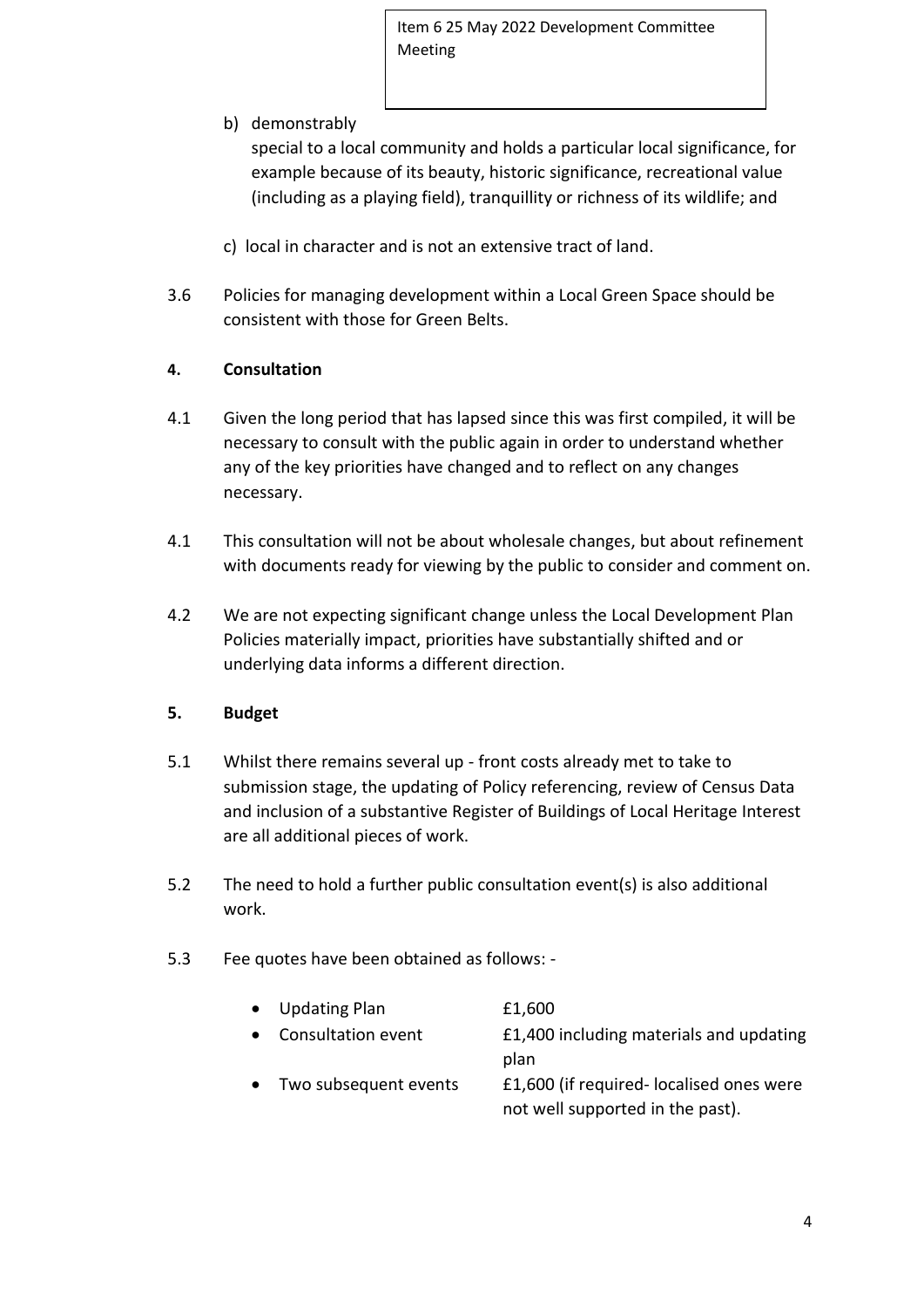b) demonstrably special to a local community and holds a particular local significance, for example because of its beauty, historic significance, recreational value (including as a playing field), tranquillity or richness of its wildlife; and

c) local in character and is not an extensive tract of land.

3.6 Policies for managing development within a Local Green Space should be consistent with those for Green Belts.

## 4. Consultation

4.1 Given the long period that has lapsed since this was first compiled, it will be necessary to consult with the public again in order to understand whether any of the key priorities have changed and to reflect on any changes necessary.

4.1 This consultation will not be about wholesale changes, but about refinement with documents ready for viewing by the public to consider and comment on.

4.2 We are not expecting significant change unless the Local Development Plan Policies materially impact, priorities have substantially shifted and or underlying data informs a different direction.

## 5. Budget

5.1 Whilst there remains several up - front costs already met to take to submission stage, the updating of Policy referencing, review of Census Data and inclusion of a substantive Register of Buildings of Local Heritage Interest are all additional pieces of work.

5.2 The need to hold a further public consultation event(s) is also additional work.

5.3 Fee quotes have been obtained as follows: -

- Updating Plan — £1,600
- Consultation event — £1,400 including materials and updating plan
- Two subsequent events — £1,600 (if required- localised ones were not well supported in the past).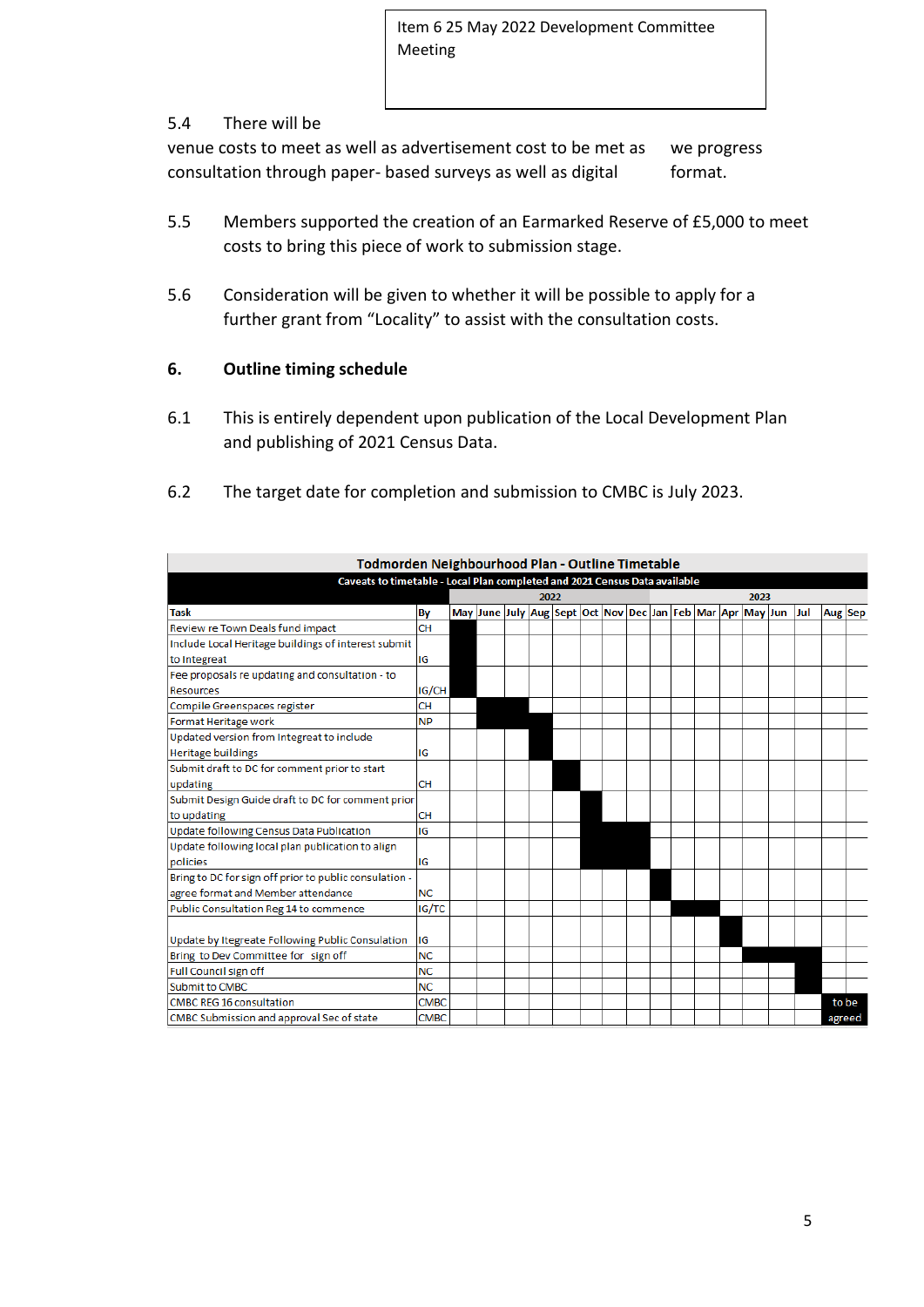5.4 There will be venue costs to meet as well as advertisement cost to be met as we progress consultation through paper- based surveys as well as digital format.

5.5 Members supported the creation of an Earmarked Reserve of £5,000 to meet costs to bring this piece of work to submission stage.

5.6 Consideration will be given to whether it will be possible to apply for a further grant from "Locality" to assist with the consultation costs.

## 6. Outline timing schedule

6.1 This is entirely dependent upon publication of the Local Development Plan and publishing of 2021 Census Data.

6.2 The target date for completion and submission to CMBC is July 2023.

**Todmorden Neighbourhood Plan - Outline Timetable**

**Caveats to timetable - Local Plan completed and 2021 Census Data available**

| | | 2022 | | | | | | | | 2023 | | | | | | | | |
|---|---|---|---|---|---|---|---|---|---|---|---|---|---|---|---|---|---|---|
| **Task** | **By** | **May** | **June** | **July** | **Aug** | **Sept** | **Oct** | **Nov** | **Dec** | **Jan** | **Feb** | **Mar** | **Apr** | **May** | **Jun** | **Jul** | **Aug** | **Sep** |
| Review re Town Deals fund impact | CH | ■ | | | | | | | | | | | | | | | | |
| Include Local Heritage buildings of interest submit to Integreat | IG | ■ | | | | | | | | | | | | | | | | |
| Fee proposals re updating and consultation - to Resources | IG/CH | ■ | | | | | | | | | | | | | | | | |
| Compile Greenspaces register | CH | | ■ | ■ | | | | | | | | | | | | | | |
| Format Heritage work | NP | | ■ | ■ | ■ | | | | | | | | | | | | | |
| Updated version from Integreat to include Heritage buildings | IG | | | | ■ | | | | | | | | | | | | | |
| Submit draft to DC for comment prior to start updating | CH | | | | | ■ | | | | | | | | | | | | |
| Submit Design Guide draft to DC for comment prior to updating | CH | | | | | | ■ | | | | | | | | | | | |
| Update following Census Data Publication | IG | | | | | | ■ | ■ | ■ | | | | | | | | | |
| Update following local plan publication to align policies | IG | | | | | | ■ | ■ | ■ | | | | | | | | | |
| Bring to DC for sign off prior to public consultation - agree format and Member attendance | NC | | | | | | | | | ■ | | | | | | | | |
| Public Consultation Reg 14 to commence | IG/TC | | | | | | | | | | ■ | ■ | | | | | | |
| Update by Itegreate Following Public Consulation | IG | | | | | | | | | | | | ■ | | | | | |
| Bring to Dev Committee for sign off | NC | | | | | | | | | | | | | ■ | ■ | ■ | | |
| Full Council sign off | NC | | | | | | | | | | | | | | | ■ | | |
| Submit to CMBC | NC | | | | | | | | | | | | | | | ■ | | |
| CMBC REG 16 consultation | CMBC | | | | | | | | | | | | | | | | to be | |
| CMBC Submission and approval Sec of state | CMBC | | | | | | | | | | | | | | | | agreed | |